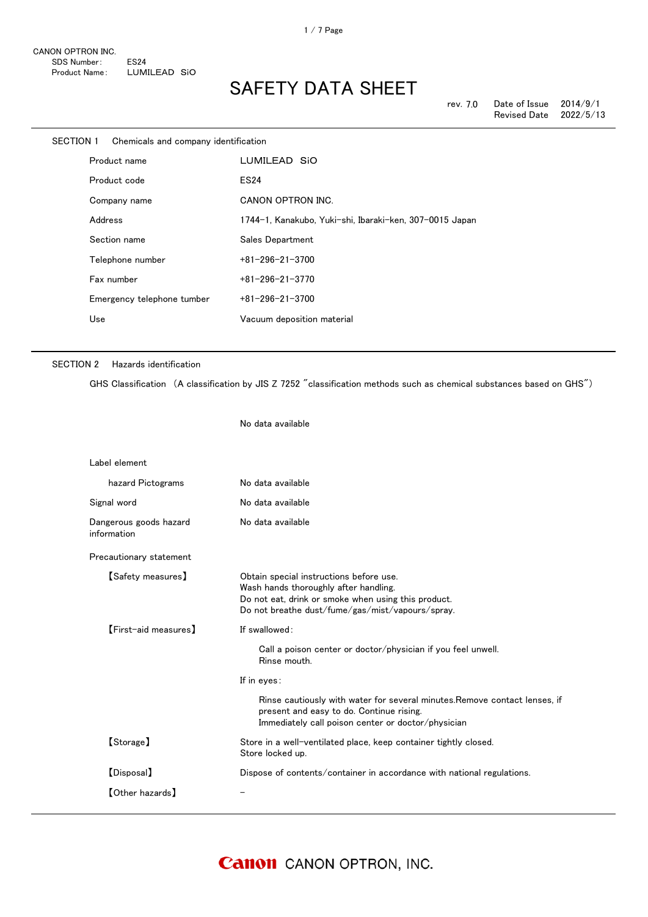CANON OPTRON INC.
SDS Number: ES24
Product Name: LUMILEAD SiO

# SAFETY DATA SHEET

rev. 7.0 Date of Issue 2014/9/1
Revised Date 2022/5/13

## SECTION 1 Chemicals and company identification

| | |
|---|---|
| Product name | LUMILEAD SiO |
| Product code | ES24 |
| Company name | CANON OPTRON INC. |
| Address | 1744-1, Kanakubo, Yuki-shi, Ibaraki-ken, 307-0015 Japan |
| Section name | Sales Department |
| Telephone number | +81-296-21-3700 |
| Fax number | +81-296-21-3770 |
| Emergency telephone tumber | +81-296-21-3700 |
| Use | Vacuum deposition material |

## SECTION 2 Hazards identification

GHS Classification (A classification by JIS Z 7252 "classification methods such as chemical substances based on GHS")

No data available

Label element

| | |
|---|---|
| hazard Pictograms | No data available |
| Signal word | No data available |
| Dangerous goods hazard information | No data available |

Precautionary statement

【Safety measures】
Obtain special instructions before use.
Wash hands thoroughly after handling.
Do not eat, drink or smoke when using this product.
Do not breathe dust/fume/gas/mist/vapours/spray.

【First-aid measures】
If swallowed:

Call a poison center or doctor/physician if you feel unwell.
Rinse mouth.

If in eyes:

Rinse cautiously with water for several minutes.Remove contact lenses, if present and easy to do. Continue rising.
Immediately call poison center or doctor/physician

【Storage】
Store in a well-ventilated place, keep container tightly closed.
Store locked up.

【Disposal】
Dispose of contents/container in accordance with national regulations.

【Other hazards】
-

CANON OPTRON, INC.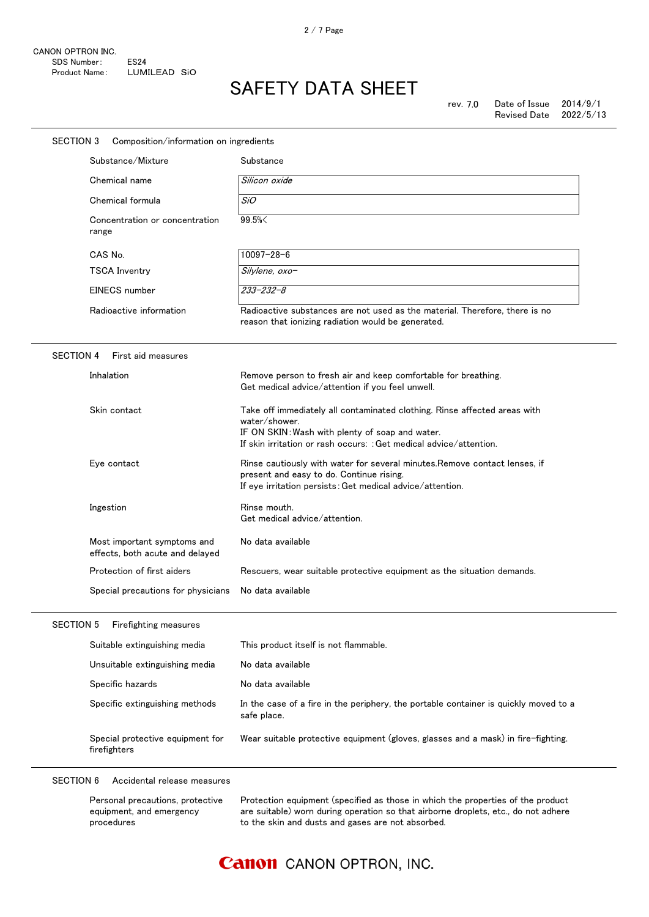CANON OPTRON INC.
SDS Number: ES24
Product Name: LUMILEAD SiO

# SAFETY DATA SHEET

rev. 7.0 Date of Issue 2014/9/1
Revised Date 2022/5/13

## SECTION 3 Composition/information on ingredients

| | |
|---|---|
| Substance/Mixture | Substance |
| Chemical name | *Silicon oxide* |
| Chemical formula | *SiO* |
| Concentration or concentration range | 99.5%< |
| CAS No. | 10097-28-6 |
| TSCA Inventory | *Silylene, oxo-* |
| EINECS number | *233-232-8* |
| Radioactive information | Radioactive substances are not used as the material. Therefore, there is no reason that ionizing radiation would be generated. |

## SECTION 4 First aid measures

| | |
|---|---|
| Inhalation | Remove person to fresh air and keep comfortable for breathing.<br>Get medical advice/attention if you feel unwell. |
| Skin contact | Take off immediately all contaminated clothing. Rinse affected areas with water/shower.<br>IF ON SKIN: Wash with plenty of soap and water.<br>If skin irritation or rash occurs: : Get medical advice/attention. |
| Eye contact | Rinse cautiously with water for several minutes.Remove contact lenses, if present and easy to do. Continue rising.<br>If eye irritation persists: Get medical advice/attention. |
| Ingestion | Rinse mouth.<br>Get medical advice/attention. |
| Most important symptoms and effects, both acute and delayed | No data available |
| Protection of first aiders | Rescuers, wear suitable protective equipment as the situation demands. |
| Special precautions for physicians | No data available |

## SECTION 5 Firefighting measures

| | |
|---|---|
| Suitable extinguishing media | This product itself is not flammable. |
| Unsuitable extinguishing media | No data available |
| Specific hazards | No data available |
| Specific extinguishing methods | In the case of a fire in the periphery, the portable container is quickly moved to a safe place. |
| Special protective equipment for firefighters | Wear suitable protective equipment (gloves, glasses and a mask) in fire-fighting. |

## SECTION 6 Accidental release measures

| | |
|---|---|
| Personal precautions, protective equipment, and emergency procedures | Protection equipment (specified as those in which the properties of the product are suitable) worn during operation so that airborne droplets, etc., do not adhere to the skin and dusts and gases are not absorbed. |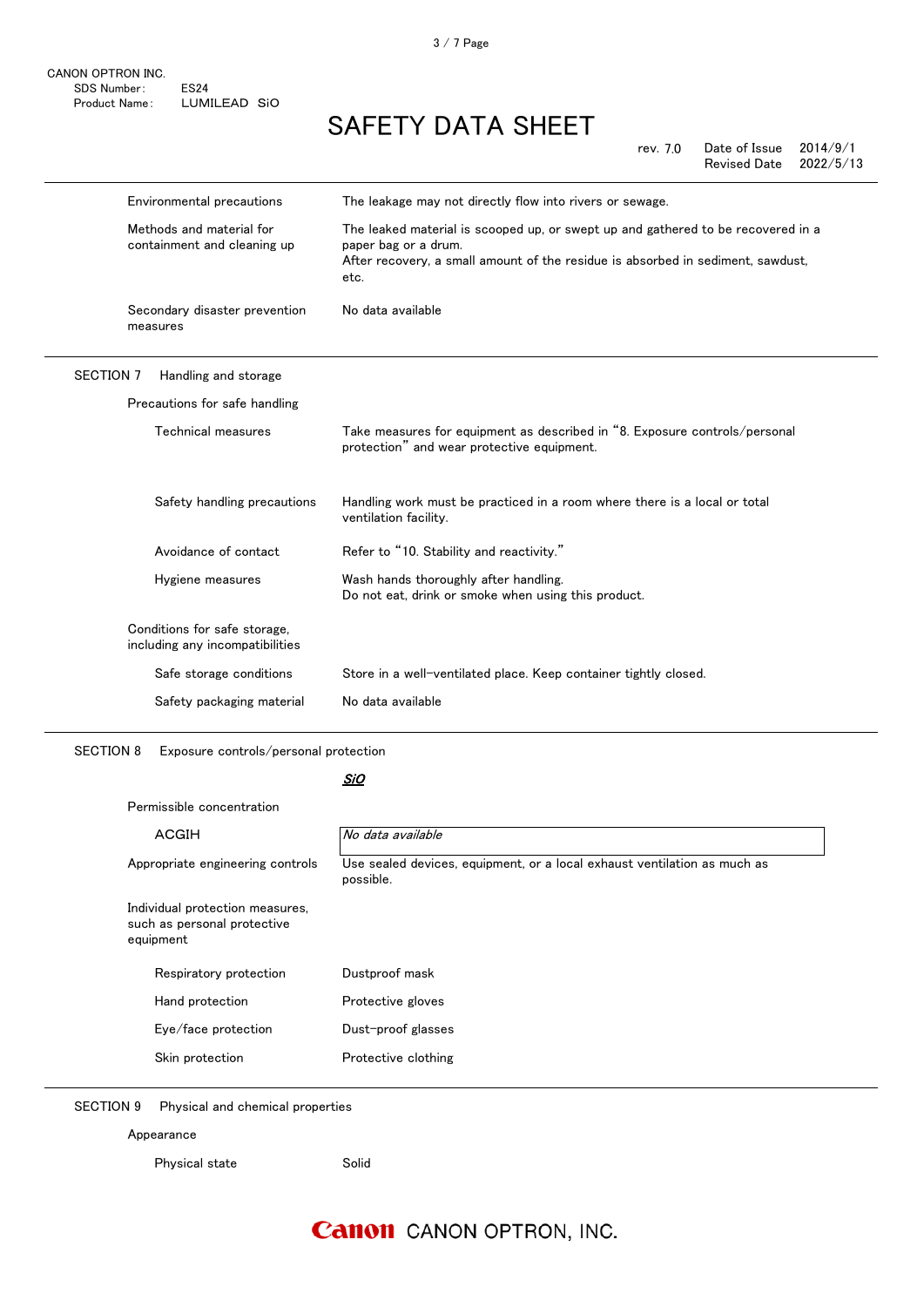| | |
|---|---|
| Environmental precautions | The leakage may not directly flow into rivers or sewage. |
| Methods and material for containment and cleaning up | The leaked material is scooped up, or swept up and gathered to be recovered in a paper bag or a drum. After recovery, a small amount of the residue is absorbed in sediment, sawdust, etc. |
| Secondary disaster prevention measures | No data available |

## SECTION 7 Handling and storage

**Precautions for safe handling**

| | |
|---|---|
| Technical measures | Take measures for equipment as described in "8. Exposure controls/personal protection" and wear protective equipment. |
| Safety handling precautions | Handling work must be practiced in a room where there is a local or total ventilation facility. |
| Avoidance of contact | Refer to "10. Stability and reactivity." |
| Hygiene measures | Wash hands thoroughly after handling. Do not eat, drink or smoke when using this product. |

**Conditions for safe storage, including any incompatibilities**

| | |
|---|---|
| Safe storage conditions | Store in a well-ventilated place. Keep container tightly closed. |
| Safety packaging material | No data available |

## SECTION 8 Exposure controls/personal protection

| | *SiO* |
|---|---|
| Permissible concentration | |
| ACGIH | *No data available* |
| Appropriate engineering controls | Use sealed devices, equipment, or a local exhaust ventilation as much as possible. |

**Individual protection measures, such as personal protective equipment**

| | |
|---|---|
| Respiratory protection | Dustproof mask |
| Hand protection | Protective gloves |
| Eye/face protection | Dust-proof glasses |
| Skin protection | Protective clothing |

## SECTION 9 Physical and chemical properties

**Appearance**

| | |
|---|---|
| Physical state | Solid |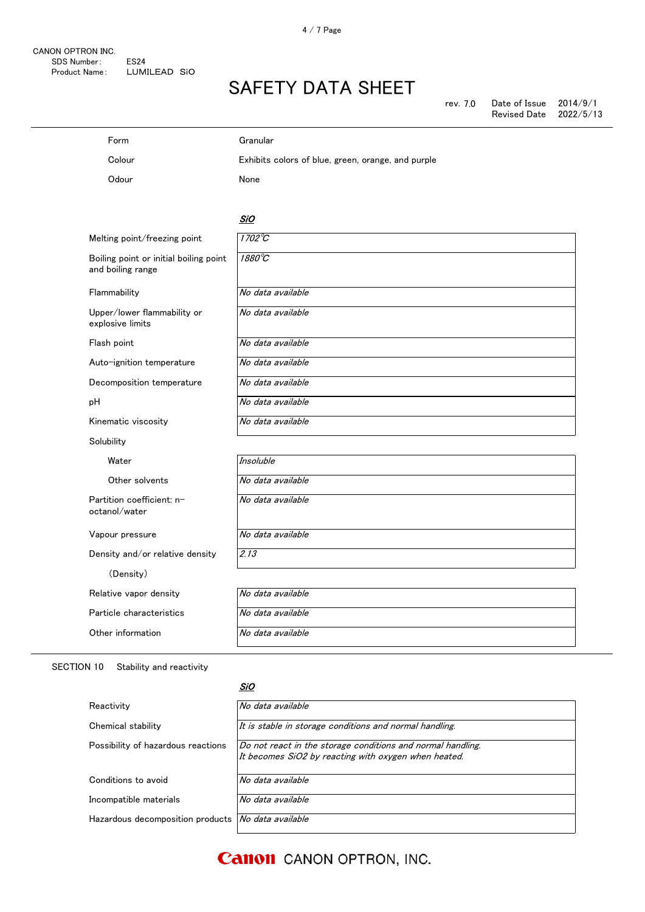| | |
|---|---|
| Form | Granular |
| Colour | Exhibits colors of blue, green, orange, and purple |
| Odour | None |

| | *SiO* |
|---|---|
| Melting point/freezing point | *1702℃* |
| Boiling point or initial boiling point and boiling range | *1880℃* |
| Flammability | *No data available* |
| Upper/lower flammability or explosive limits | *No data available* |
| Flash point | *No data available* |
| Auto-ignition temperature | *No data available* |
| Decomposition temperature | *No data available* |
| pH | *No data available* |
| Kinematic viscosity | *No data available* |
| Solubility | |
| Water | *Insoluble* |
| Other solvents | *No data available* |
| Partition coefficient: n-octanol/water | *No data available* |
| Vapour pressure | *No data available* |
| Density and/or relative density (Density) | *2.13* |
| Relative vapor density | *No data available* |
| Particle characteristics | *No data available* |
| Other information | *No data available* |

SECTION 10　Stability and reactivity

| | *SiO* |
|---|---|
| Reactivity | *No data available* |
| Chemical stability | *It is stable in storage conditions and normal handling.* |
| Possibility of hazardous reactions | *Do not react in the storage conditions and normal handling.* *It becomes $SiO_2$ by reacting with oxygen when heated.* |
| Conditions to avoid | *No data available* |
| Incompatible materials | *No data available* |
| Hazardous decomposition products | *No data available* |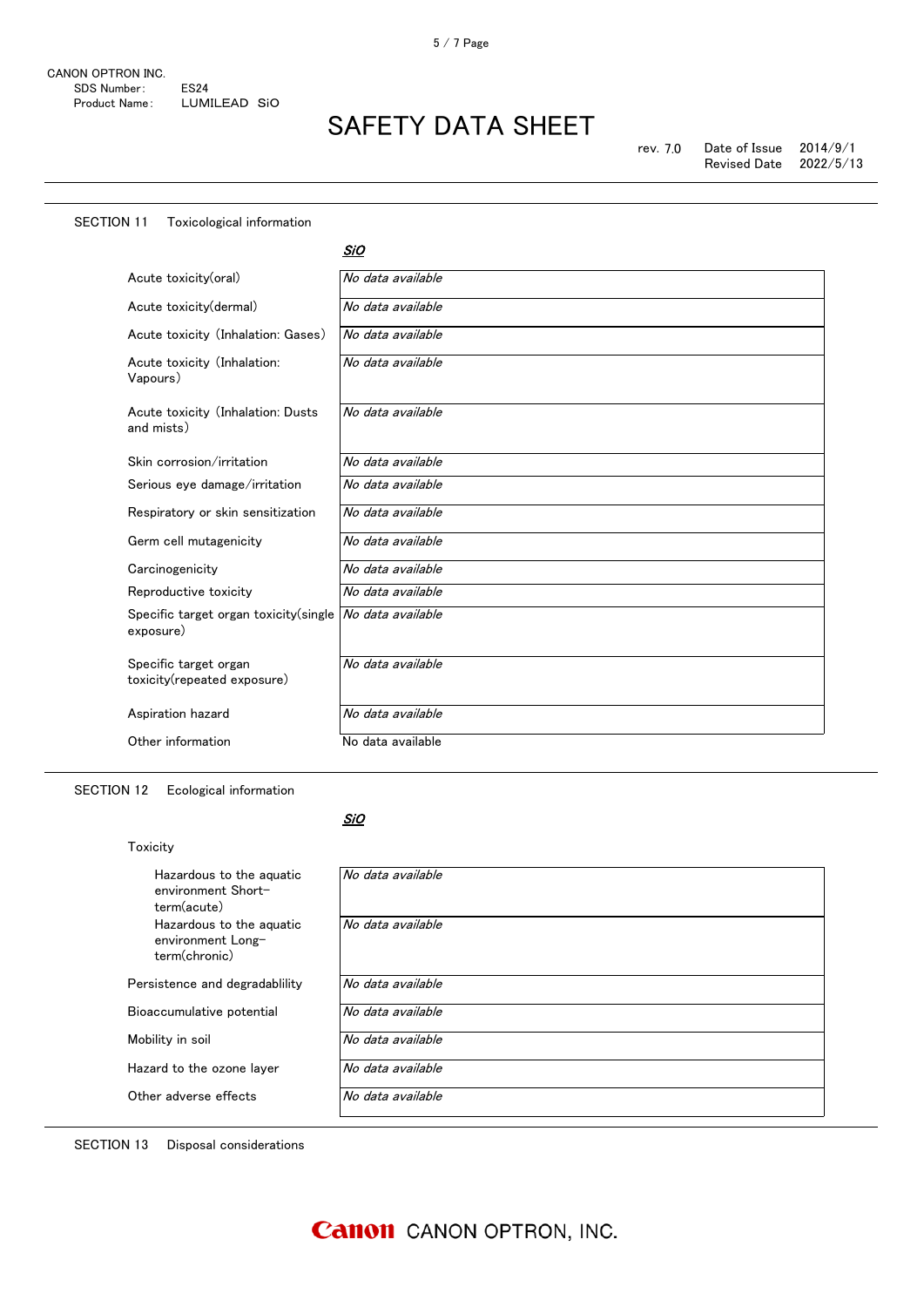CANON OPTRON INC.
SDS Number: ES24
Product Name: LUMILEAD SiO

# SAFETY DATA SHEET

rev. 7.0 Date of Issue 2014/9/1
Revised Date 2022/5/13

## SECTION 11 Toxicological information

| | ***SiO*** |
|---|---|
| Acute toxicity(oral) | *No data available* |
| Acute toxicity(dermal) | *No data available* |
| Acute toxicity (Inhalation: Gases) | *No data available* |
| Acute toxicity (Inhalation: Vapours) | *No data available* |
| Acute toxicity (Inhalation: Dusts and mists) | *No data available* |
| Skin corrosion/irritation | *No data available* |
| Serious eye damage/irritation | *No data available* |
| Respiratory or skin sensitization | *No data available* |
| Germ cell mutagenicity | *No data available* |
| Carcinogenicity | *No data available* |
| Reproductive toxicity | *No data available* |
| Specific target organ toxicity(single exposure) | *No data available* |
| Specific target organ toxicity(repeated exposure) | *No data available* |
| Aspiration hazard | *No data available* |
| Other information | No data available |

## SECTION 12 Ecological information

| | ***SiO*** |
|---|---|
| Toxicity | |
| Hazardous to the aquatic environment Short-term(acute) | *No data available* |
| Hazardous to the aquatic environment Long-term(chronic) | *No data available* |
| Persistence and degradablility | *No data available* |
| Bioaccumulative potential | *No data available* |
| Mobility in soil | *No data available* |
| Hazard to the ozone layer | *No data available* |
| Other adverse effects | *No data available* |

## SECTION 13 Disposal considerations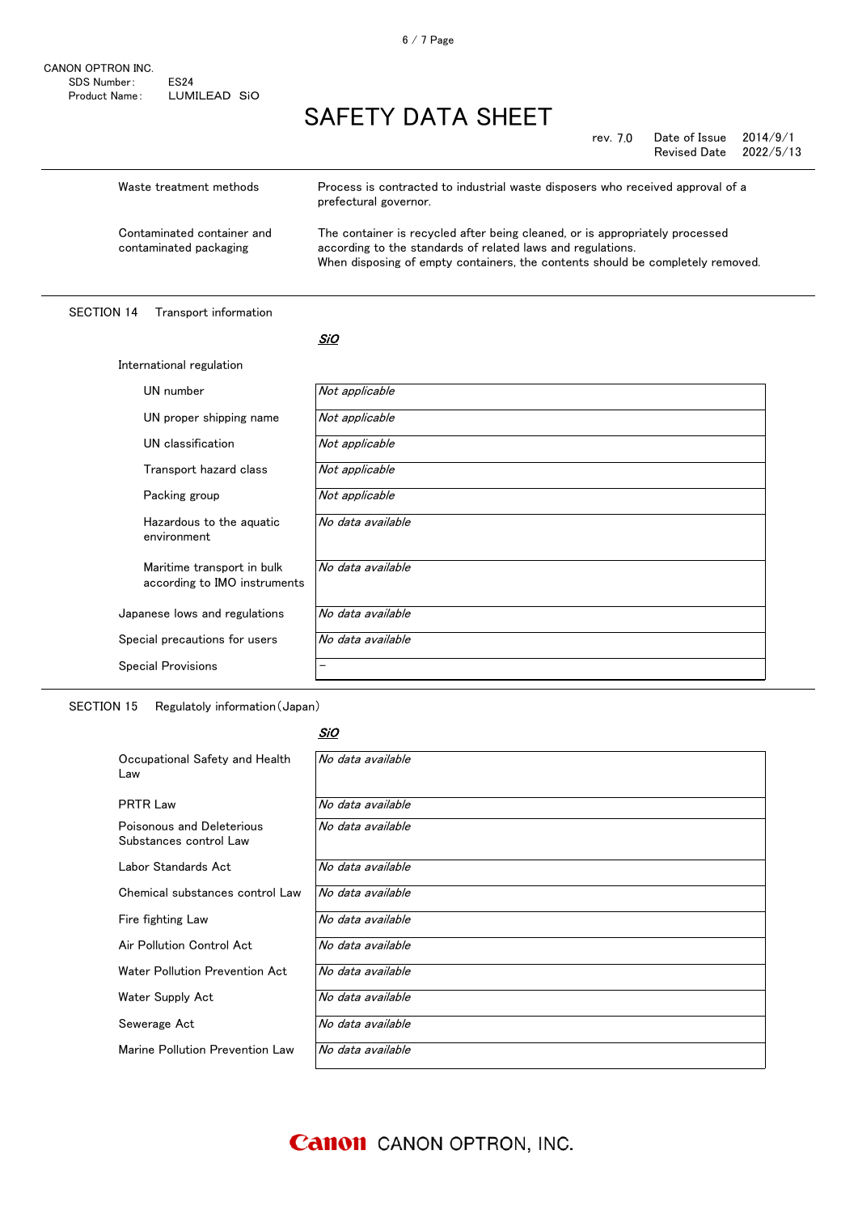| | |
|---|---|
| Waste treatment methods | Process is contracted to industrial waste disposers who received approval of a prefectural governor. |
| Contaminated container and contaminated packaging | The container is recycled after being cleaned, or is appropriately processed according to the standards of related laws and regulations. When disposing of empty containers, the contents should be completely removed. |

## SECTION 14 Transport information

| | ***SiO*** |
|---|---|
| International regulation | |
| UN number | *Not applicable* |
| UN proper shipping name | *Not applicable* |
| UN classification | *Not applicable* |
| Transport hazard class | *Not applicable* |
| Packing group | *Not applicable* |
| Hazardous to the aquatic environment | *No data available* |
| Maritime transport in bulk according to IMO instruments | *No data available* |
| Japanese lows and regulations | *No data available* |
| Special precautions for users | *No data available* |
| Special Provisions | － |

## SECTION 15 Regulatoly information(Japan)

| | ***SiO*** |
|---|---|
| Occupational Safety and Health Law | *No data available* |
| PRTR Law | *No data available* |
| Poisonous and Deleterious Substances control Law | *No data available* |
| Labor Standards Act | *No data available* |
| Chemical substances control Law | *No data available* |
| Fire fighting Law | *No data available* |
| Air Pollution Control Act | *No data available* |
| Water Pollution Prevention Act | *No data available* |
| Water Supply Act | *No data available* |
| Sewerage Act | *No data available* |
| Marine Pollution Prevention Law | *No data available* |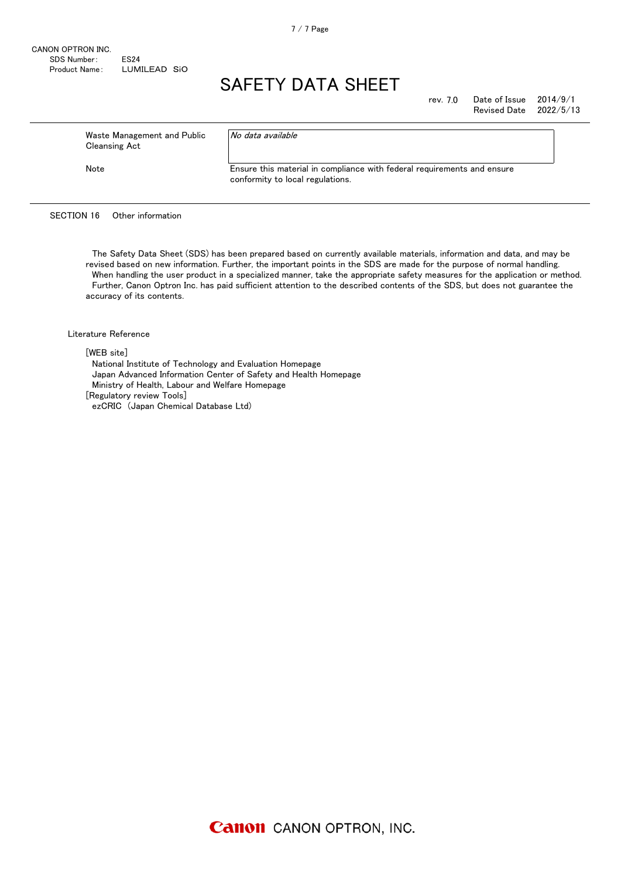| | |
|---|---|
| Waste Management and Public Cleansing Act | *No data available* |
| Note | Ensure this material in compliance with federal requirements and ensure conformity to local regulations. |

## SECTION 16 Other information

The Safety Data Sheet (SDS) has been prepared based on currently available materials, information and data, and may be revised based on new information. Further, the important points in the SDS are made for the purpose of normal handling.
When handling the user product in a specialized manner, take the appropriate safety measures for the application or method.
Further, Canon Optron Inc. has paid sufficient attention to the described contents of the SDS, but does not guarantee the accuracy of its contents.

### Literature Reference

[WEB site]
National Institute of Technology and Evaluation Homepage
Japan Advanced Information Center of Safety and Health Homepage
Ministry of Health, Labour and Welfare Homepage
[Regulatory review Tools]
ezCRIC（Japan Chemical Database Ltd）